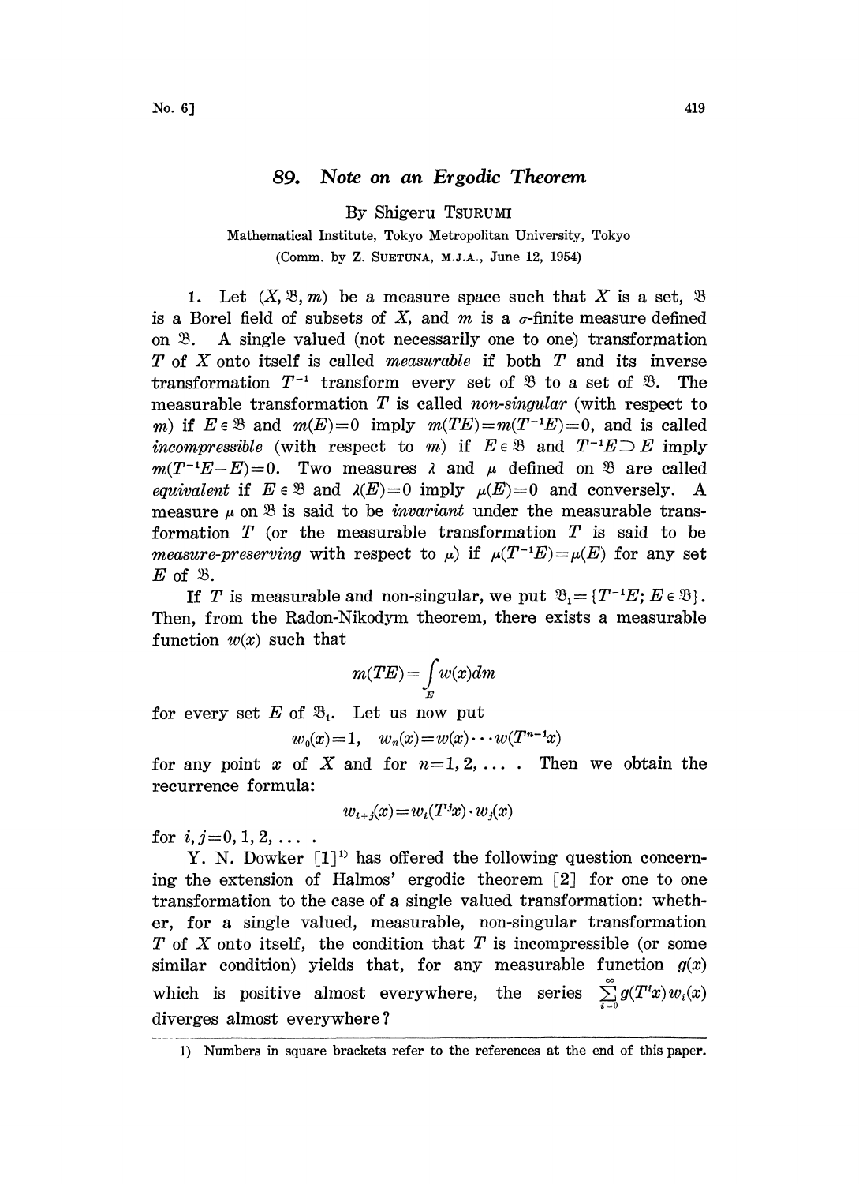# 89. *Note on an Ergodic Theorem*

By Shigeru TSURUMI

Mathematical Institute, Tokyo Metropolitan University, Tokyo

(Comm. by Z. SUETUNA, M.J.A., June 12, 1954)

1. Let $(X, \mathfrak{B}, m)$ be a measure space such that $X$ is a set, $\mathfrak{B}$ is a Borel field of subsets of $X$, and $m$ is a $\sigma$-finite measure defined on $\mathfrak{B}$. A single valued (not necessarily one to one) transformation $T$ of $X$ onto itself is called *measurable* if both $T$ and its inverse transformation $T^{-1}$ transform every set of $\mathfrak{B}$ to a set of $\mathfrak{B}$. The measurable transformation $T$ is called *non-singular* (with respect to $m$) if $E \in \mathfrak{B}$ and $m(E)=0$ imply $m(TE)=m(T^{-1}E)=0$, and is called *incompressible* (with respect to $m$) if $E \in \mathfrak{B}$ and $T^{-1}E \supset E$ imply $m(T^{-1}E-E)=0$. Two measures $\lambda$ and $\mu$ defined on $\mathfrak{B}$ are called *equivalent* if $E \in \mathfrak{B}$ and $\lambda(E)=0$ imply $\mu(E)=0$ and conversely. A measure $\mu$ on $\mathfrak{B}$ is said to be *invariant* under the measurable transformation $T$ (or the measurable transformation $T$ is said to be *measure-preserving* with respect to $\mu$) if $\mu(T^{-1}E)=\mu(E)$ for any set $E$ of $\mathfrak{B}$.

If $T$ is measurable and non-singular, we put $\mathfrak{B}_1=\{T^{-1}E; E \in \mathfrak{B}\}$. Then, from the Radon-Nikodym theorem, there exists a measurable function $w(x)$ such that

$$m(TE)=\int_E w(x)dm$$

for every set $E$ of $\mathfrak{B}_1$. Let us now put

$$w_0(x)=1, \quad w_n(x)=w(x)\cdots w(T^{n-1}x)$$

for any point $x$ of $X$ and for $n=1, 2, \ldots$ . Then we obtain the recurrence formula:

$$w_{i+j}(x)=w_i(T^jx)\cdot w_j(x)$$

for $i, j=0, 1, 2, \ldots$ .

Y. N. Dowker [1][1] has offered the following question concerning the extension of Halmos' ergodic theorem [2] for one to one transformation to the case of a single valued transformation: whether, for a single valued, measurable, non-singular transformation $T$ of $X$ onto itself, the condition that $T$ is incompressible (or some similar condition) yields that, for any measurable function $g(x)$ which is positive almost everywhere, the series $\sum_{i=0}^{\infty} g(T^ix)\,w_i(x)$ diverges almost everywhere?

---

1) Numbers in square brackets refer to the references at the end of this paper.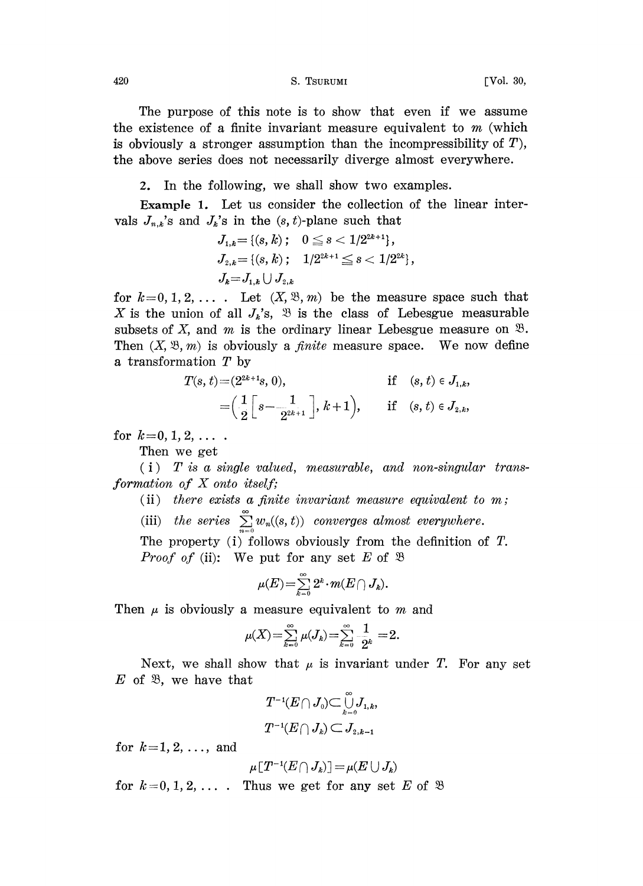The purpose of this note is to show that even if we assume the existence of a finite invariant measure equivalent to $m$ (which is obviously a stronger assumption than the incompressibility of $T$), the above series does not necessarily diverge almost everywhere.

2. In the following, we shall show two examples.

**Example 1.** Let us consider the collection of the linear intervals $J_{n,k}$'s and $J_k$'s in the $(s, t)$-plane such that

$$J_{1,k}=\{(s, k);\quad 0 \leqq s < 1/2^{2k+1}\},$$
$$J_{2,k}=\{(s, k);\quad 1/2^{2k+1} \leqq s < 1/2^{2k}\},$$
$$J_k = J_{1,k} \cup J_{2,k}$$

for $k=0, 1, 2, \dots$ . Let $(X, \mathfrak{B}, m)$ be the measure space such that $X$ is the union of all $J_k$'s, $\mathfrak{B}$ is the class of Lebesgue measurable subsets of $X$, and $m$ is the ordinary linear Lebesgue measure on $\mathfrak{B}$. Then $(X, \mathfrak{B}, m)$ is obviously a *finite* measure space. We now define a transformation $T$ by

$$T(s, t) = (2^{2k+1}s, 0), \qquad \text{if} \quad (s, t) \in J_{1,k},$$
$$= \left(\frac{1}{2}\left[s - \frac{1}{2^{2k+1}}\right], k+1\right), \qquad \text{if} \quad (s, t) \in J_{2,k},$$

for $k=0, 1, 2, \dots$ .

Then we get

(i) *$T$ is a single valued, measurable, and non-singular transformation of $X$ onto itself;*

(ii) *there exists a finite invariant measure equivalent to $m$;*

(iii) *the series $\sum_{n=0}^{\infty} w_n((s, t))$ converges almost everywhere.*

The property (i) follows obviously from the definition of $T$.

*Proof of* (ii): We put for any set $E$ of $\mathfrak{B}$

$$\mu(E) = \sum_{k=0}^{\infty} 2^k \cdot m(E \cap J_k).$$

Then $\mu$ is obviously a measure equivalent to $m$ and

$$\mu(X) = \sum_{k=0}^{\infty} \mu(J_k) = \sum_{k=0}^{\infty} \frac{1}{2^k} = 2.$$

Next, we shall show that $\mu$ is invariant under $T$. For any set $E$ of $\mathfrak{B}$, we have that

$$T^{-1}(E \cap J_0) \subset \bigcup_{k=0}^{\infty} J_{1,k},$$
$$T^{-1}(E \cap J_k) \subset J_{2,k-1}$$

for $k=1, 2, \dots$, and

$$\mu[T^{-1}(E \cap J_k)] = \mu(E \cup J_k)$$

for $k=0, 1, 2, \dots$ . Thus we get for any set $E$ of $\mathfrak{B}$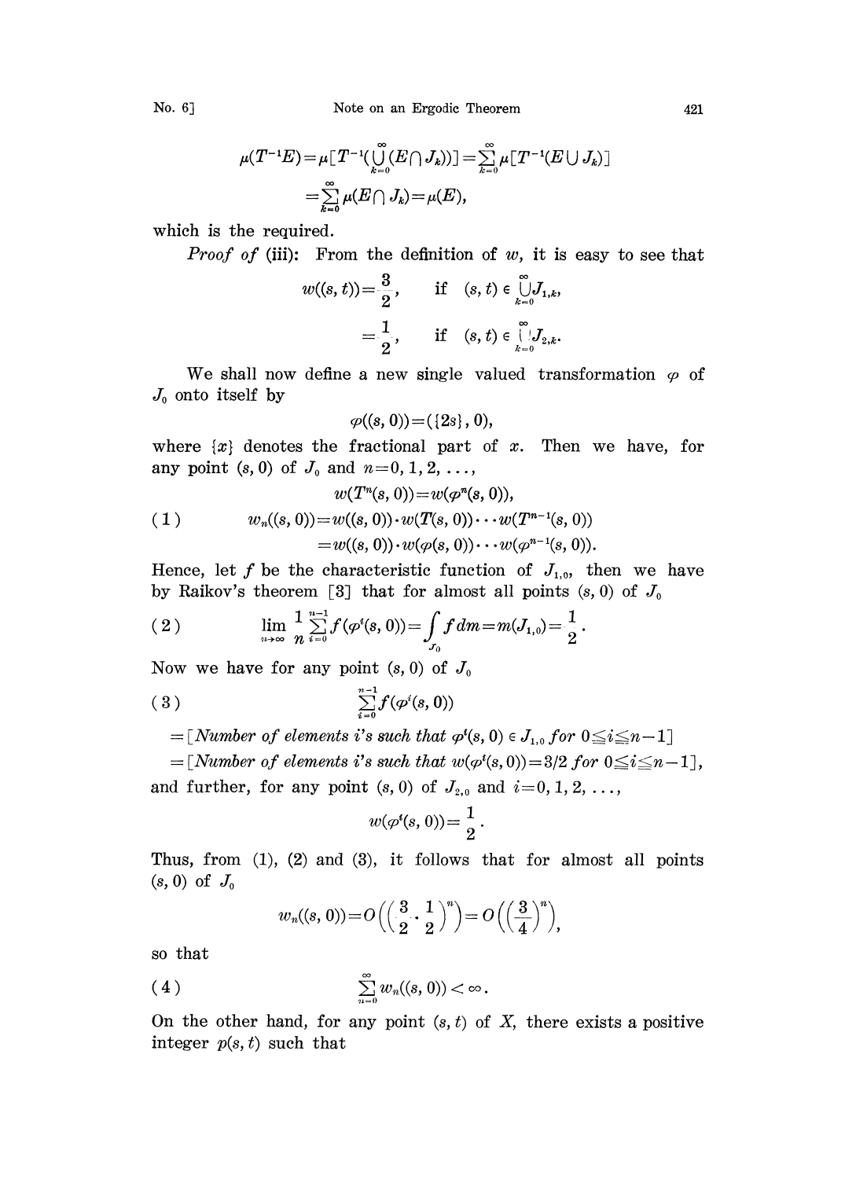$$\mu(T^{-1}E)=\mu[T^{-1}(\bigcup_{k=0}^{\infty}(E\cap J_k))]=\sum_{k=0}^{\infty}\mu[T^{-1}(E\cup J_k)]$$
$$=\sum_{k=0}^{\infty}\mu(E\cap J_k)=\mu(E),$$

which is the required.

*Proof of* (iii): From the definition of $w$, it is easy to see that

$$w((s,t))=\frac{3}{2}, \qquad \text{if} \quad (s,t)\in\bigcup_{k=0}^{\infty}J_{1,k},$$
$$=\frac{1}{2}, \qquad \text{if} \quad (s,t)\in\bigcup_{k=0}^{\infty}J_{2,k}.$$

We shall now define a new single valued transformation $\varphi$ of $J_0$ onto itself by

$$\varphi((s,0))=(\{2s\},0),$$

where $\{x\}$ denotes the fractional part of $x$. Then we have, for any point $(s,0)$ of $J_0$ and $n=0,1,2,\ldots$,

$$w(T^n(s,0))=w(\varphi^n(s,0)),$$
$$(1) \qquad w_n((s,0))=w((s,0))\cdot w(T(s,0))\cdots w(T^{n-1}(s,0))$$
$$=w((s,0))\cdot w(\varphi(s,0))\cdots w(\varphi^{n-1}(s,0)).$$

Hence, let $f$ be the characteristic function of $J_{1,0}$, then we have by Raikov's theorem [3] that for almost all points $(s,0)$ of $J_0$

$$(2) \qquad \lim_{n\to\infty}\frac{1}{n}\sum_{i=0}^{n-1}f(\varphi^i(s,0))=\int_{J_0}f\,dm=m(J_{1,0})=\frac{1}{2}.$$

Now we have for any point $(s,0)$ of $J_0$

$$(3) \qquad \sum_{i=0}^{n-1}f(\varphi^i(s,0))$$

$=$ [*Number of elements* $i$*'s such that* $\varphi^i(s,0)\in J_{1,0}$ *for* $0\leqq i\leqq n-1$]

$=$ [*Number of elements* $i$*'s such that* $w(\varphi^i(s,0))=3/2$ *for* $0\leqq i\leqq n-1$],

and further, for any point $(s,0)$ of $J_{2,0}$ and $i=0,1,2,\ldots$,

$$w(\varphi^i(s,0))=\frac{1}{2}.$$

Thus, from (1), (2) and (3), it follows that for almost all points $(s,0)$ of $J_0$

$$w_n((s,0))=O\left(\left(\frac{3}{2}\cdot\frac{1}{2}\right)^n\right)=O\left(\left(\frac{3}{4}\right)^n\right),$$

so that

$$(4) \qquad \sum_{n=0}^{\infty}w_n((s,0))<\infty.$$

On the other hand, for any point $(s,t)$ of $X$, there exists a positive integer $p(s,t)$ such that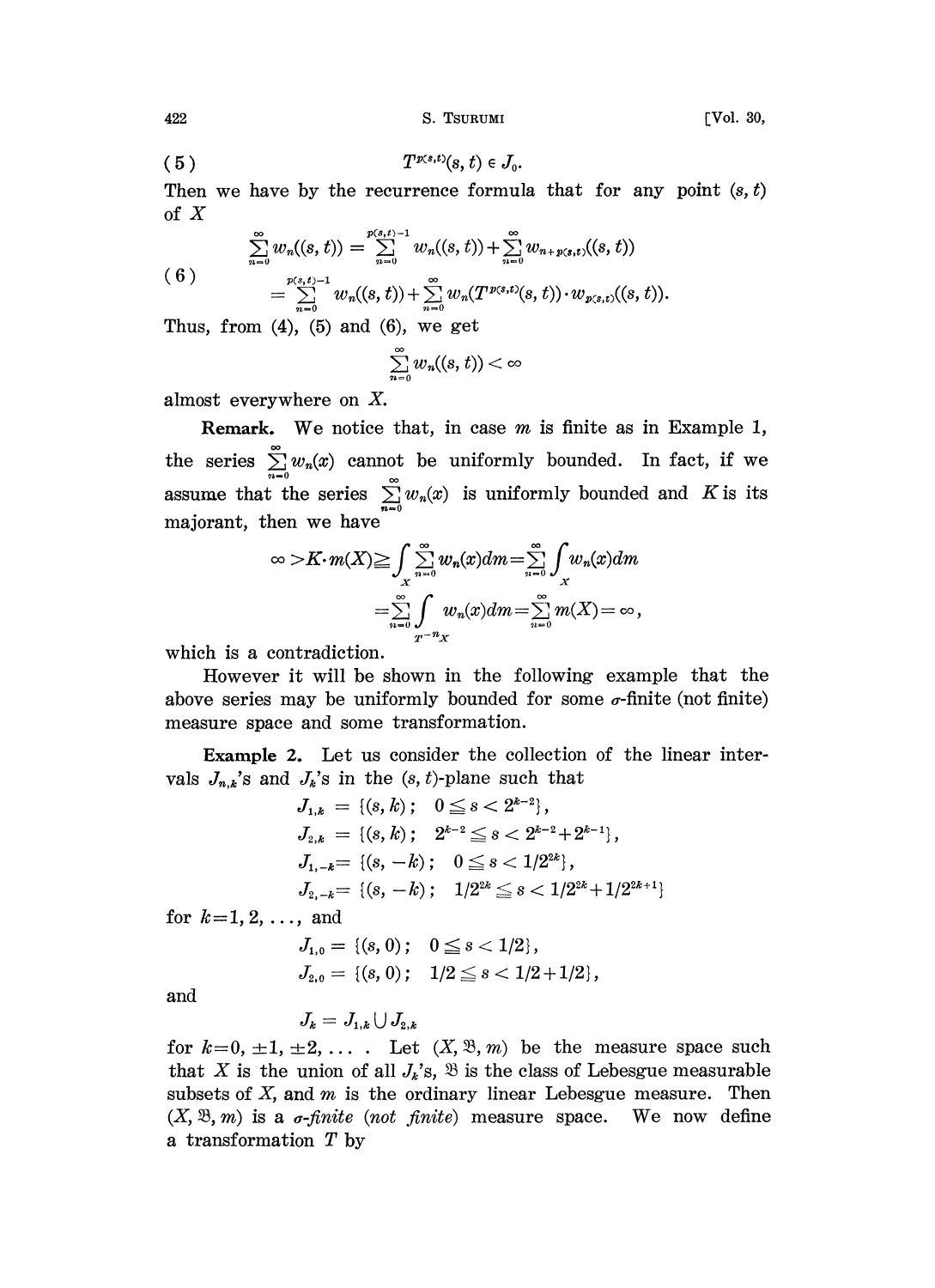$$(5) \qquad T^{p(s,t)}(s, t) \in J_0.$$

Then we have by the recurrence formula that for any point $(s, t)$ of $X$

$$(6) \qquad \begin{aligned} \sum_{n=0}^{\infty} w_n((s, t)) &= \sum_{n=0}^{p(s,t)-1} w_n((s, t)) + \sum_{n=0}^{\infty} w_{n+p(s,t)}((s, t)) \\ &= \sum_{n=0}^{p(s,t)-1} w_n((s, t)) + \sum_{n=0}^{\infty} w_n(T^{p(s,t)}(s, t)) \cdot w_{p(s,t)}((s, t)). \end{aligned}$$

Thus, from (4), (5) and (6), we get

$$\sum_{n=0}^{\infty} w_n((s, t)) < \infty$$

almost everywhere on $X$.

**Remark.** We notice that, in case $m$ is finite as in Example 1, the series $\sum_{n=0}^{\infty} w_n(x)$ cannot be uniformly bounded. In fact, if we assume that the series $\sum_{n=0}^{\infty} w_n(x)$ is uniformly bounded and $K$ is its majorant, then we have

$$\begin{aligned} \infty > K \cdot m(X) \geqq \int_X \sum_{n=0}^{\infty} w_n(x) dm &= \sum_{n=0}^{\infty} \int_X w_n(x) dm \\ &= \sum_{n=0}^{\infty} \int_{T^{-n}X} w_n(x) dm = \sum_{n=0}^{\infty} m(X) = \infty, \end{aligned}$$

which is a contradiction.

However it will be shown in the following example that the above series may be uniformly bounded for some $\sigma$-finite (not finite) measure space and some transformation.

**Example 2.** Let us consider the collection of the linear intervals $J_{n,k}$'s and $J_k$'s in the $(s, t)$-plane such that

$$\begin{aligned} J_{1,k} &= \{(s, k);\ \ 0 \leqq s < 2^{k-2}\}, \\ J_{2,k} &= \{(s, k);\ \ 2^{k-2} \leqq s < 2^{k-2} + 2^{k-1}\}, \\ J_{1,-k} &= \{(s, -k);\ \ 0 \leqq s < 1/2^{2k}\}, \\ J_{2,-k} &= \{(s, -k);\ \ 1/2^{2k} \leqq s < 1/2^{2k} + 1/2^{2k+1}\} \end{aligned}$$

for $k = 1, 2, \dots,$ and

$$\begin{aligned} J_{1,0} &= \{(s, 0);\ \ 0 \leqq s < 1/2\}, \\ J_{2,0} &= \{(s, 0);\ \ 1/2 \leqq s < 1/2 + 1/2\}, \end{aligned}$$

and

$$J_k = J_{1,k} \cup J_{2,k}$$

for $k = 0, \pm 1, \pm 2, \dots$ . Let $(X, \mathfrak{B}, m)$ be the measure space such that $X$ is the union of all $J_k$'s, $\mathfrak{B}$ is the class of Lebesgue measurable subsets of $X$, and $m$ is the ordinary linear Lebesgue measure. Then $(X, \mathfrak{B}, m)$ is a *$\sigma$-finite* (*not finite*) measure space. We now define a transformation $T$ by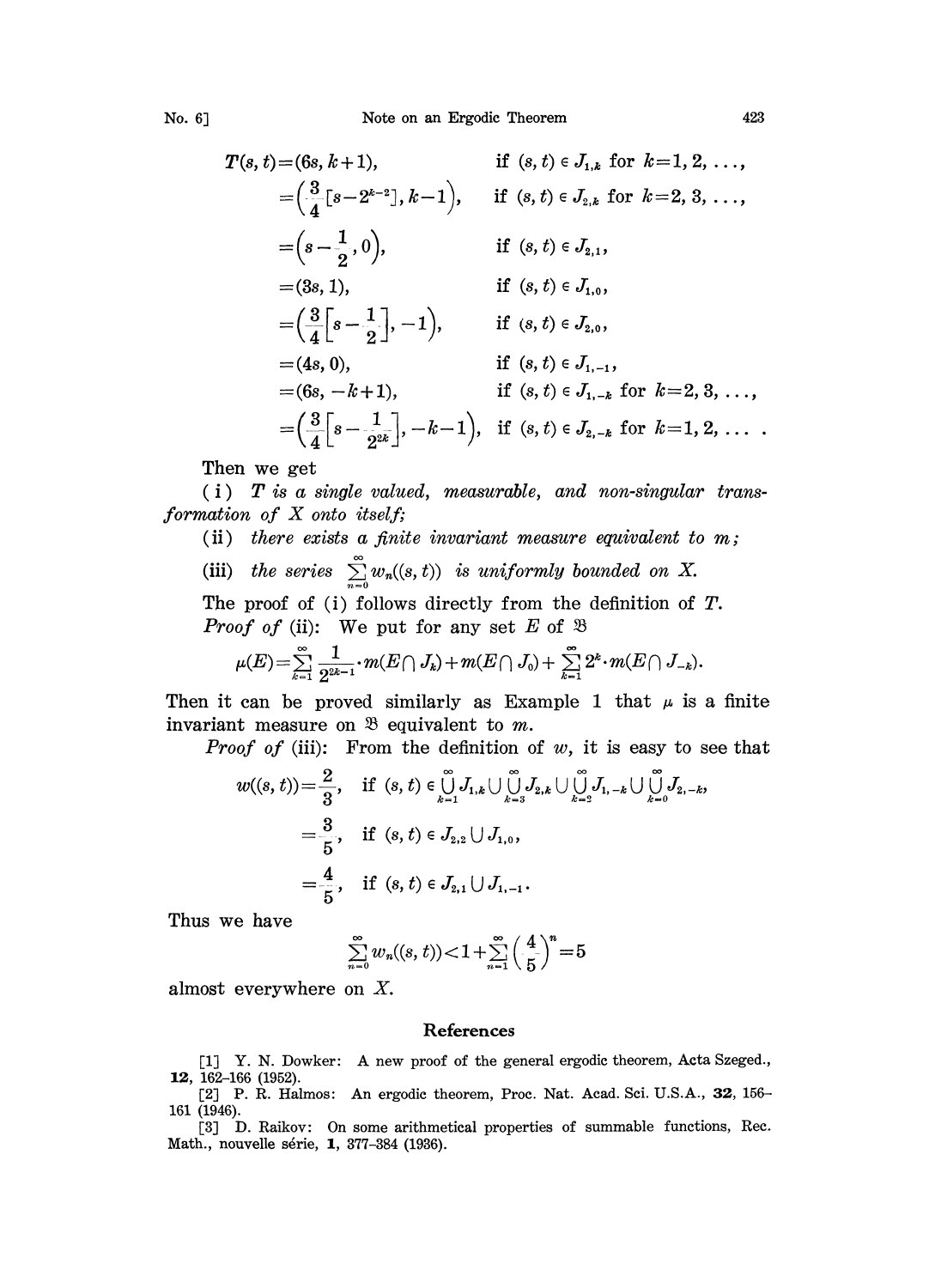$$
\begin{aligned}
T(s,t) &= (6s, k+1), && \text{if } (s,t) \in J_{1,k} \text{ for } k=1,2,\dots, \\
&= \left(\frac{3}{4}[s-2^{k-2}], k-1\right), && \text{if } (s,t) \in J_{2,k} \text{ for } k=2,3,\dots, \\
&= \left(s-\frac{1}{2}, 0\right), && \text{if } (s,t) \in J_{2,1}, \\
&= (3s, 1), && \text{if } (s,t) \in J_{1,0}, \\
&= \left(\frac{3}{4}\left[s-\frac{1}{2}\right], -1\right), && \text{if } (s,t) \in J_{2,0}, \\
&= (4s, 0), && \text{if } (s,t) \in J_{1,-1}, \\
&= (6s, -k+1), && \text{if } (s,t) \in J_{1,-k} \text{ for } k=2,3,\dots, \\
&= \left(\frac{3}{4}\left[s-\frac{1}{2^{2k}}\right], -k-1\right), && \text{if } (s,t) \in J_{2,-k} \text{ for } k=1,2,\dots .
\end{aligned}
$$

Then we get

(i) *$T$ is a single valued, measurable, and non-singular transformation of $X$ onto itself;*

(ii) *there exists a finite invariant measure equivalent to $m$;*

(iii) *the series $\sum_{n=0}^{\infty} w_n((s,t))$ is uniformly bounded on $X$.*

The proof of (i) follows directly from the definition of $T$.

*Proof of* (ii): We put for any set $E$ of $\mathfrak{B}$

$$
\mu(E) = \sum_{k=1}^{\infty} \frac{1}{2^{2k-1}} \cdot m(E \cap J_k) + m(E \cap J_0) + \sum_{k=1}^{\infty} 2^k \cdot m(E \cap J_{-k}).
$$

Then it can be proved similarly as Example 1 that $\mu$ is a finite invariant measure on $\mathfrak{B}$ equivalent to $m$.

*Proof of* (iii): From the definition of $w$, it is easy to see that

$$
\begin{aligned}
w((s,t)) &= \frac{2}{3}, && \text{if } (s,t) \in \bigcup_{k=1}^{\infty} J_{1,k} \cup \bigcup_{k=3}^{\infty} J_{2,k} \cup \bigcup_{k=2}^{\infty} J_{1,-k} \cup \bigcup_{k=0}^{\infty} J_{2,-k}, \\
&= \frac{3}{5}, && \text{if } (s,t) \in J_{2,2} \cup J_{1,0}, \\
&= \frac{4}{5}, && \text{if } (s,t) \in J_{2,1} \cup J_{1,-1}.
\end{aligned}
$$

Thus we have

$$
\sum_{n=0}^{\infty} w_n((s,t)) < 1 + \sum_{n=1}^{\infty} \left(\frac{4}{5}\right)^n = 5
$$

almost everywhere on $X$.

## References

[1] Y. N. Dowker: A new proof of the general ergodic theorem, Acta Szeged., **12**, 162–166 (1952).

[2] P. R. Halmos: An ergodic theorem, Proc. Nat. Acad. Sci. U.S.A., **32**, 156–161 (1946).

[3] D. Raikov: On some arithmetical properties of summable functions, Rec. Math., nouvelle série, **1**, 377–384 (1936).